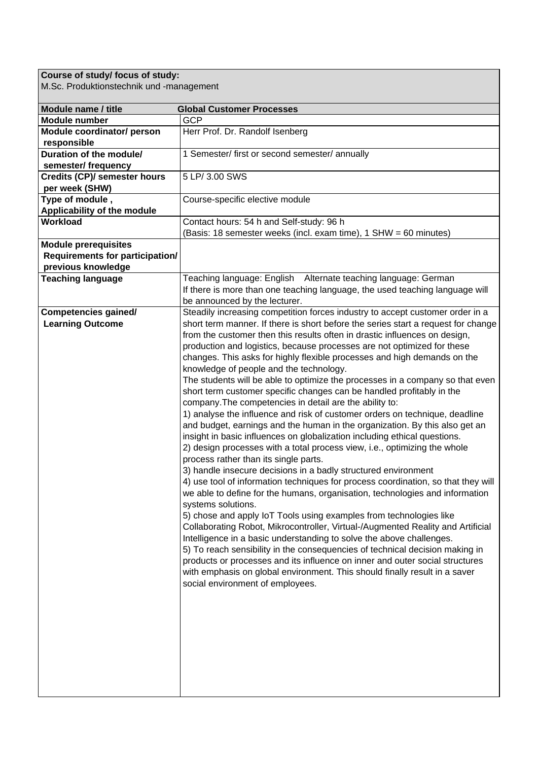**Course of study/ focus of study:**
M.Sc. Produktionstechnik und -management

| **Module name / title** | **Global Customer Processes** |
|---|---|
| **Module number** | GCP |
| **Module coordinator/ person responsible** | Herr Prof. Dr. Randolf Isenberg |
| **Duration of the module/ semester/ frequency** | 1 Semester/ first or second semester/ annually |
| **Credits (CP)/ semester hours per week (SHW)** | 5 LP/ 3.00 SWS |
| **Type of module , Applicability of the module** | Course-specific elective module |
| **Workload** | Contact hours: 54 h and Self-study: 96 h<br>(Basis: 18 semester weeks (incl. exam time), 1 SHW = 60 minutes) |
| **Module prerequisites Requirements for participation/ previous knowledge** | |
| **Teaching language** | Teaching language: English    Alternate teaching language: German<br>If there is more than one teaching language, the used teaching language will be announced by the lecturer. |
| **Competencies gained/ Learning Outcome** | Steadily increasing competition forces industry to accept customer order in a short term manner. If there is short before the series start a request for change from the customer then this results often in drastic influences on design, production and logistics, because processes are not optimized for these changes. This asks for highly flexible processes and high demands on the knowledge of people and the technology.<br>The students will be able to optimize the processes in a company so that even short term customer specific changes can be handled profitably in the company.The competencies in detail are the ability to:<br>1) analyse the influence and risk of customer orders on technique, deadline and budget, earnings and the human in the organization. By this also get an insight in basic influences on globalization including ethical questions.<br>2) design processes with a total process view, i.e., optimizing the whole process rather than its single parts.<br>3) handle insecure decisions in a badly structured environment<br>4) use tool of information techniques for process coordination, so that they will we able to define for the humans, organisation, technologies and information systems solutions.<br>5) chose and apply IoT Tools using examples from technologies like Collaborating Robot, Mikrocontroller, Virtual-/Augmented Reality and Artificial Intelligence in a basic understanding to solve the above challenges.<br>5) To reach sensibility in the consequencies of technical decision making in products or processes and its influence on inner and outer social structures with emphasis on global environment. This should finally result in a saver social environment of employees. |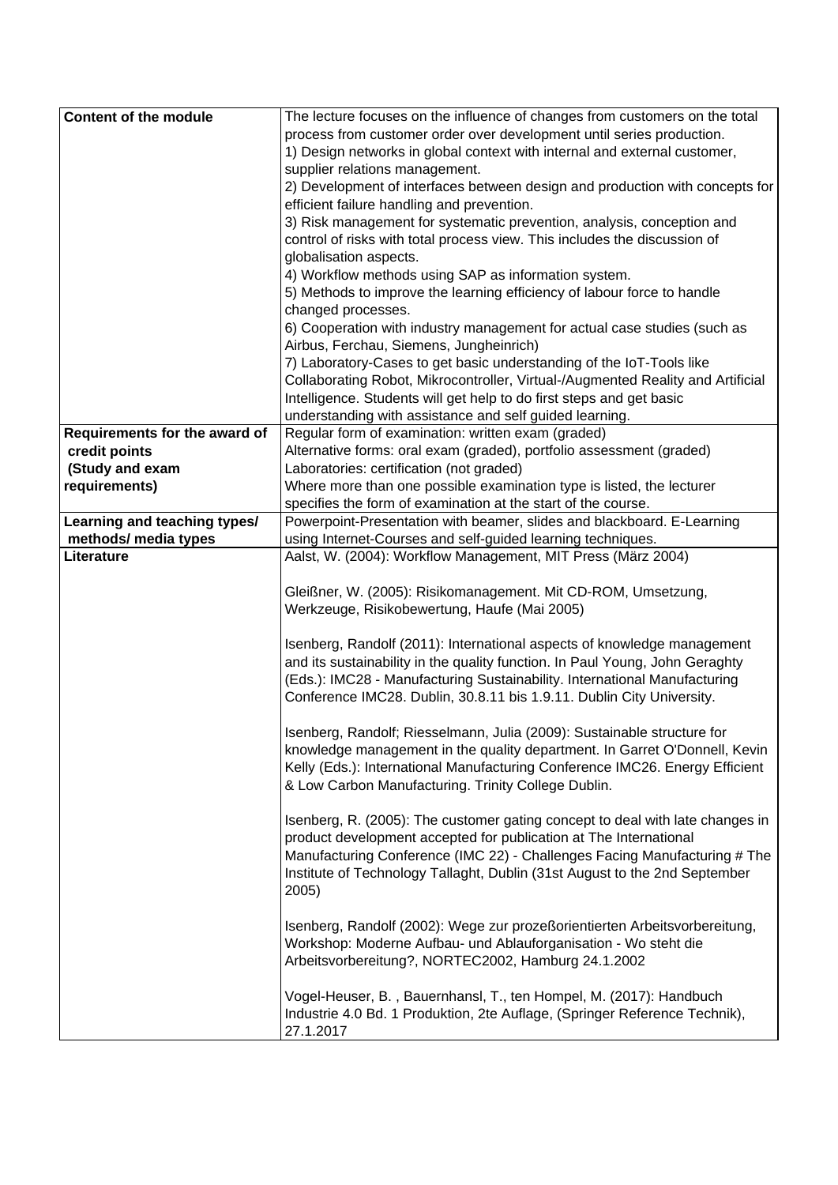| | |
|---|---|
| **Content of the module** | The lecture focuses on the influence of changes from customers on the total process from customer order over development until series production.<br>1) Design networks in global context with internal and external customer, supplier relations management.<br>2) Development of interfaces between design and production with concepts for efficient failure handling and prevention.<br>3) Risk management for systematic prevention, analysis, conception and control of risks with total process view. This includes the discussion of globalisation aspects.<br>4) Workflow methods using SAP as information system.<br>5) Methods to improve the learning efficiency of labour force to handle changed processes.<br>6) Cooperation with industry management for actual case studies (such as Airbus, Ferchau, Siemens, Jungheinrich)<br>7) Laboratory-Cases to get basic understanding of the IoT-Tools like Collaborating Robot, Mikrocontroller, Virtual-/Augmented Reality and Artificial Intelligence. Students will get help to do first steps and get basic understanding with assistance and self guided learning. |
| **Requirements for the award of credit points (Study and exam requirements)** | Regular form of examination: written exam (graded)<br>Alternative forms: oral exam (graded), portfolio assessment (graded)<br>Laboratories: certification (not graded)<br>Where more than one possible examination type is listed, the lecturer specifies the form of examination at the start of the course. |
| **Learning and teaching types/ methods/ media types** | Powerpoint-Presentation with beamer, slides and blackboard. E-Learning using Internet-Courses and self-guided learning techniques. |
| **Literature** | Aalst, W. (2004): Workflow Management, MIT Press (März 2004)<br><br>Gleißner, W. (2005): Risikomanagement. Mit CD-ROM, Umsetzung, Werkzeuge, Risikobewertung, Haufe (Mai 2005)<br><br>Isenberg, Randolf (2011): International aspects of knowledge management and its sustainability in the quality function. In Paul Young, John Geraghty (Eds.): IMC28 - Manufacturing Sustainability. International Manufacturing Conference IMC28. Dublin, 30.8.11 bis 1.9.11. Dublin City University.<br><br>Isenberg, Randolf; Riesselmann, Julia (2009): Sustainable structure for knowledge management in the quality department. In Garret O'Donnell, Kevin Kelly (Eds.): International Manufacturing Conference IMC26. Energy Efficient & Low Carbon Manufacturing. Trinity College Dublin.<br><br>Isenberg, R. (2005): The customer gating concept to deal with late changes in product development accepted for publication at The International Manufacturing Conference (IMC 22) - Challenges Facing Manufacturing # The Institute of Technology Tallaght, Dublin (31st August to the 2nd September 2005)<br><br>Isenberg, Randolf (2002): Wege zur prozeßorientierten Arbeitsvorbereitung, Workshop: Moderne Aufbau- und Ablauforganisation - Wo steht die Arbeitsvorbereitung?, NORTEC2002, Hamburg 24.1.2002<br><br>Vogel-Heuser, B. , Bauernhansl, T., ten Hompel, M. (2017): Handbuch Industrie 4.0 Bd. 1 Produktion, 2te Auflage, (Springer Reference Technik), 27.1.2017 |